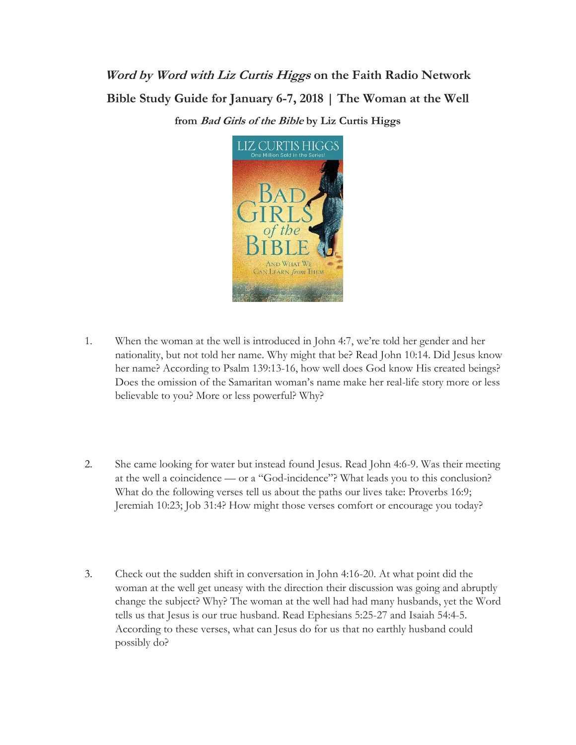## *Word by Word with Liz Curtis Higgs* on the Faith Radio Network

## Bible Study Guide for January 6-7, 2018 | The Woman at the Well

### from *Bad Girls of the Bible* by Liz Curtis Higgs

1. When the woman at the well is introduced in John 4:7, we're told her gender and her nationality, but not told her name. Why might that be? Read John 10:14. Did Jesus know her name? According to Psalm 139:13-16, how well does God know His created beings? Does the omission of the Samaritan woman's name make her real-life story more or less believable to you? More or less powerful? Why?

2. She came looking for water but instead found Jesus. Read John 4:6-9. Was their meeting at the well a coincidence — or a "God-incidence"? What leads you to this conclusion? What do the following verses tell us about the paths our lives take: Proverbs 16:9; Jeremiah 10:23; Job 31:4? How might those verses comfort or encourage you today?

3. Check out the sudden shift in conversation in John 4:16-20. At what point did the woman at the well get uneasy with the direction their discussion was going and abruptly change the subject? Why? The woman at the well had had many husbands, yet the Word tells us that Jesus is our true husband. Read Ephesians 5:25-27 and Isaiah 54:4-5. According to these verses, what can Jesus do for us that no earthly husband could possibly do?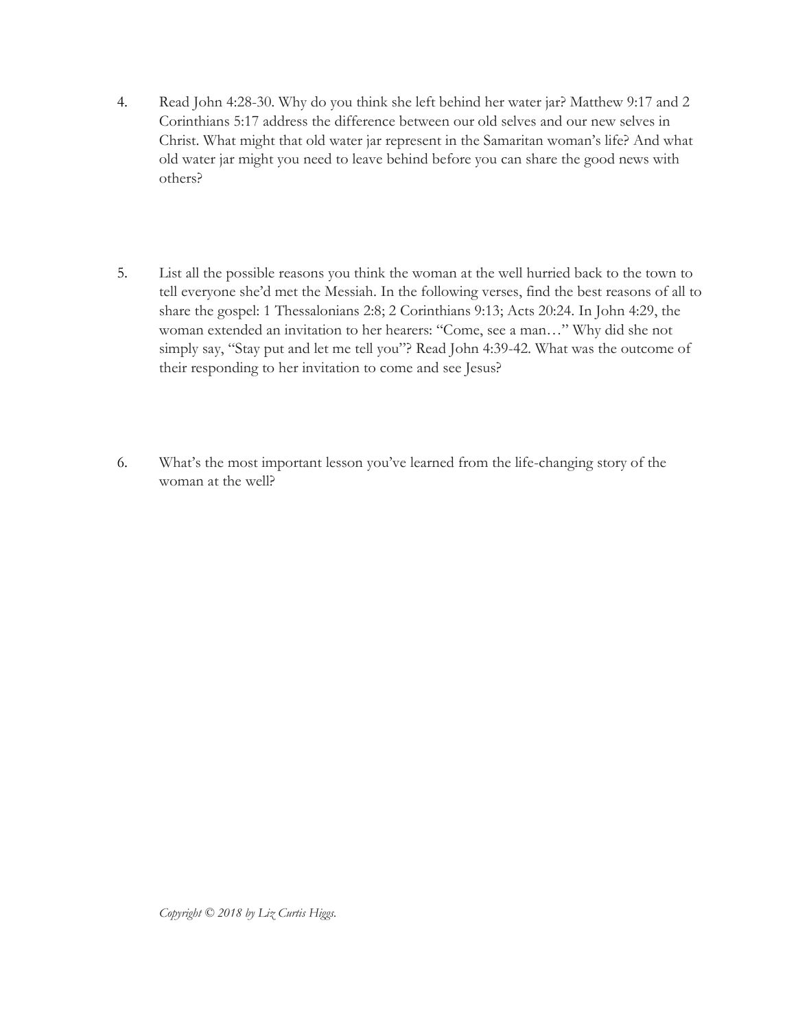4. Read John 4:28-30. Why do you think she left behind her water jar? Matthew 9:17 and 2 Corinthians 5:17 address the difference between our old selves and our new selves in Christ. What might that old water jar represent in the Samaritan woman's life? And what old water jar might you need to leave behind before you can share the good news with others?

5. List all the possible reasons you think the woman at the well hurried back to the town to tell everyone she'd met the Messiah. In the following verses, find the best reasons of all to share the gospel: 1 Thessalonians 2:8; 2 Corinthians 9:13; Acts 20:24. In John 4:29, the woman extended an invitation to her hearers: "Come, see a man…" Why did she not simply say, "Stay put and let me tell you"? Read John 4:39-42. What was the outcome of their responding to her invitation to come and see Jesus?

6. What's the most important lesson you've learned from the life-changing story of the woman at the well?

*Copyright © 2018 by Liz Curtis Higgs.*